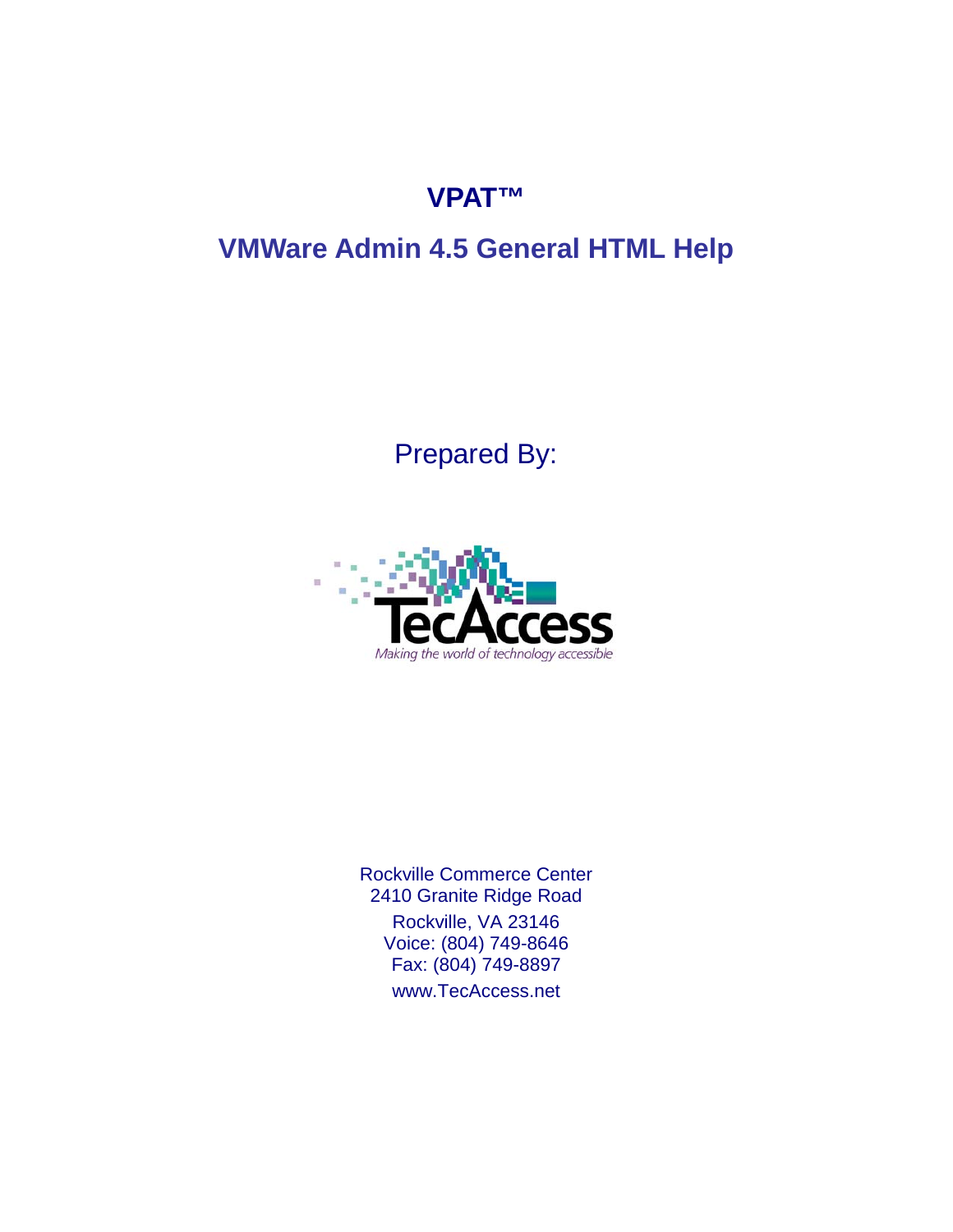# VPAT™

## VMWare Admin 4.5 General HTML Help

Prepared By:

TecAccess

*Making the world of technology accessible*

Rockville Commerce Center
2410 Granite Ridge Road
Rockville, VA 23146
Voice: (804) 749-8646
Fax: (804) 749-8897
www.TecAccess.net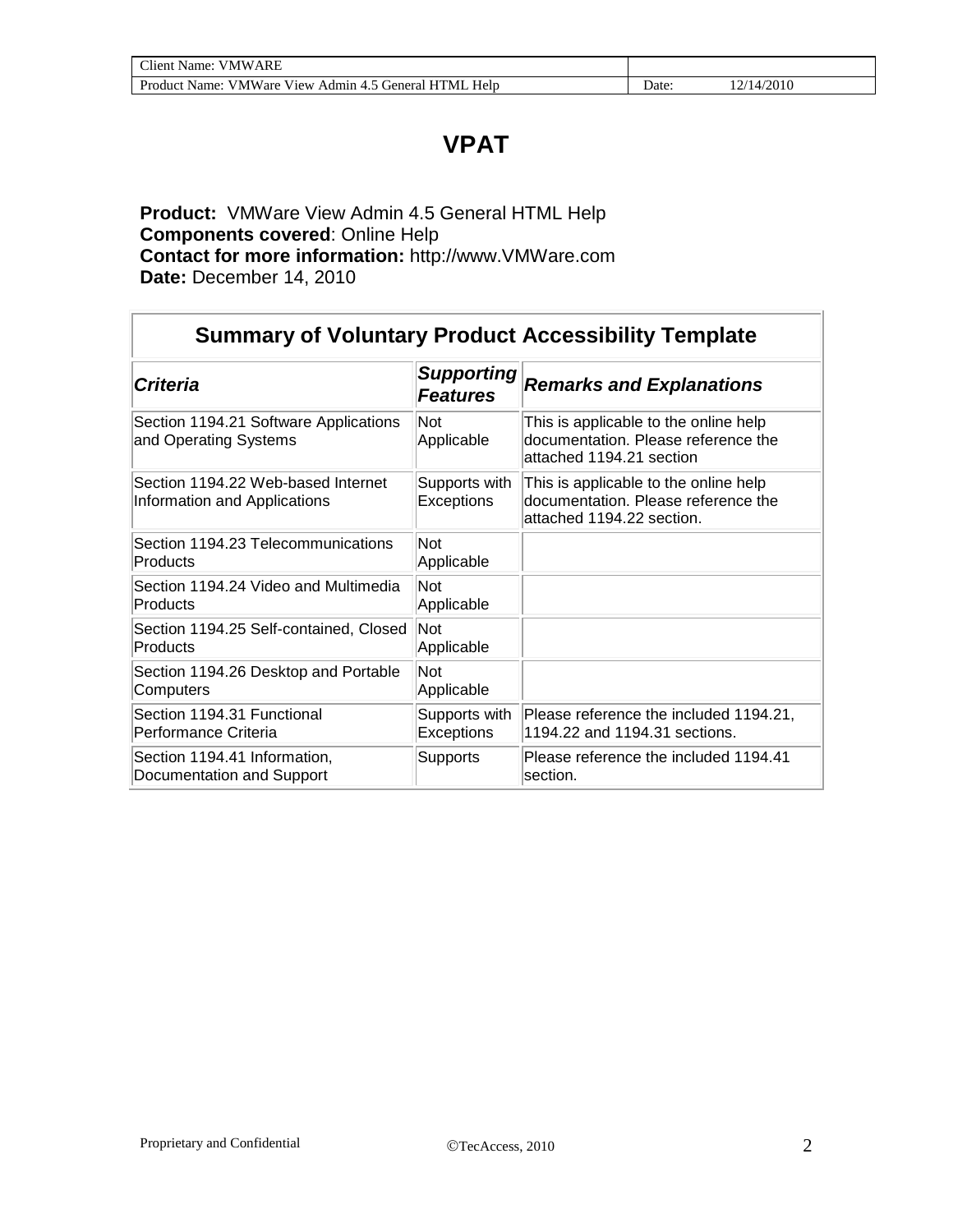# VPAT

**Product:** VMWare View Admin 4.5 General HTML Help
**Components covered**: Online Help
**Contact for more information:** http://www.VMWare.com
**Date:** December 14, 2010

## Summary of Voluntary Product Accessibility Template

| *Criteria* | *Supporting Features* | *Remarks and Explanations* |
|---|---|---|
| Section 1194.21 Software Applications and Operating Systems | Not Applicable | This is applicable to the online help documentation. Please reference the attached 1194.21 section |
| Section 1194.22 Web-based Internet Information and Applications | Supports with Exceptions | This is applicable to the online help documentation. Please reference the attached 1194.22 section. |
| Section 1194.23 Telecommunications Products | Not Applicable | |
| Section 1194.24 Video and Multimedia Products | Not Applicable | |
| Section 1194.25 Self-contained, Closed Products | Not Applicable | |
| Section 1194.26 Desktop and Portable Computers | Not Applicable | |
| Section 1194.31 Functional Performance Criteria | Supports with Exceptions | Please reference the included 1194.21, 1194.22 and 1194.31 sections. |
| Section 1194.41 Information, Documentation and Support | Supports | Please reference the included 1194.41 section. |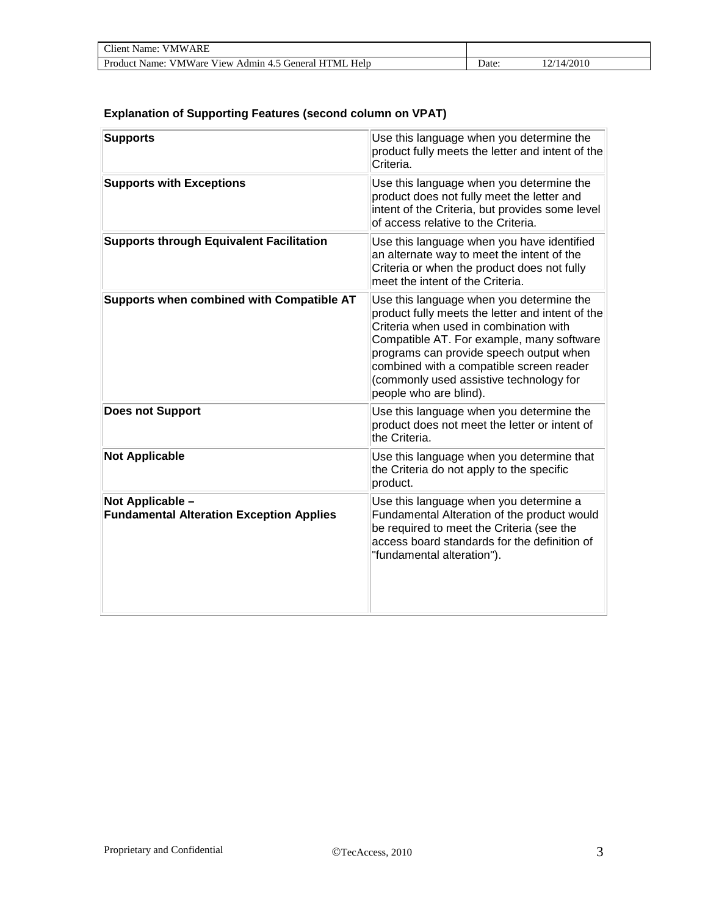**Explanation of Supporting Features (second column on VPAT)**

| **Supports** | Use this language when you determine the product fully meets the letter and intent of the Criteria. |
|---|---|
| **Supports with Exceptions** | Use this language when you determine the product does not fully meet the letter and intent of the Criteria, but provides some level of access relative to the Criteria. |
| **Supports through Equivalent Facilitation** | Use this language when you have identified an alternate way to meet the intent of the Criteria or when the product does not fully meet the intent of the Criteria. |
| **Supports when combined with Compatible AT** | Use this language when you determine the product fully meets the letter and intent of the Criteria when used in combination with Compatible AT. For example, many software programs can provide speech output when combined with a compatible screen reader (commonly used assistive technology for people who are blind). |
| **Does not Support** | Use this language when you determine the product does not meet the letter or intent of the Criteria. |
| **Not Applicable** | Use this language when you determine that the Criteria do not apply to the specific product. |
| **Not Applicable – Fundamental Alteration Exception Applies** | Use this language when you determine a Fundamental Alteration of the product would be required to meet the Criteria (see the access board standards for the definition of "fundamental alteration"). |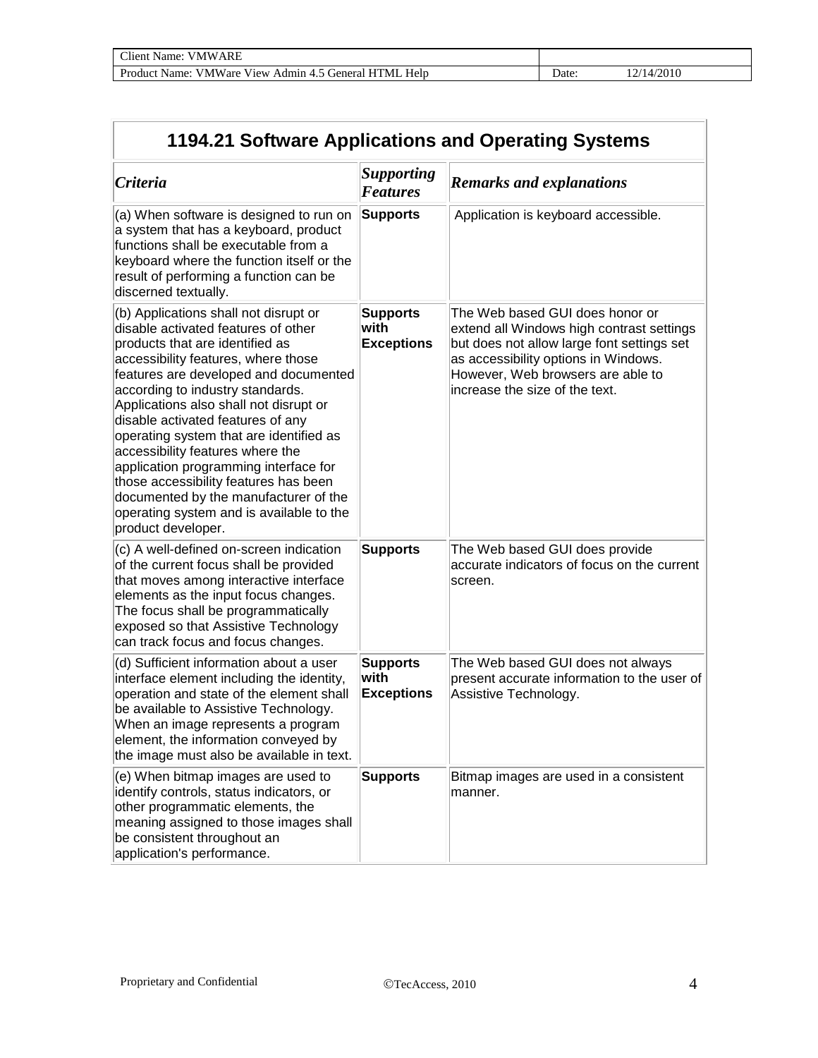| Client Name: VMWARE | |
| --- | --- |
| Product Name: VMWare View Admin 4.5 General HTML Help | Date: 12/14/2010 |

## 1194.21 Software Applications and Operating Systems

| *Criteria* | *Supporting Features* | *Remarks and explanations* |
| --- | --- | --- |
| (a) When software is designed to run on a system that has a keyboard, product functions shall be executable from a keyboard where the function itself or the result of performing a function can be discerned textually. | **Supports** | Application is keyboard accessible. |
| (b) Applications shall not disrupt or disable activated features of other products that are identified as accessibility features, where those features are developed and documented according to industry standards. Applications also shall not disrupt or disable activated features of any operating system that are identified as accessibility features where the application programming interface for those accessibility features has been documented by the manufacturer of the operating system and is available to the product developer. | **Supports with Exceptions** | The Web based GUI does honor or extend all Windows high contrast settings but does not allow large font settings set as accessibility options in Windows. However, Web browsers are able to increase the size of the text. |
| (c) A well-defined on-screen indication of the current focus shall be provided that moves among interactive interface elements as the input focus changes. The focus shall be programmatically exposed so that Assistive Technology can track focus and focus changes. | **Supports** | The Web based GUI does provide accurate indicators of focus on the current screen. |
| (d) Sufficient information about a user interface element including the identity, operation and state of the element shall be available to Assistive Technology. When an image represents a program element, the information conveyed by the image must also be available in text. | **Supports with Exceptions** | The Web based GUI does not always present accurate information to the user of Assistive Technology. |
| (e) When bitmap images are used to identify controls, status indicators, or other programmatic elements, the meaning assigned to those images shall be consistent throughout an application's performance. | **Supports** | Bitmap images are used in a consistent manner. |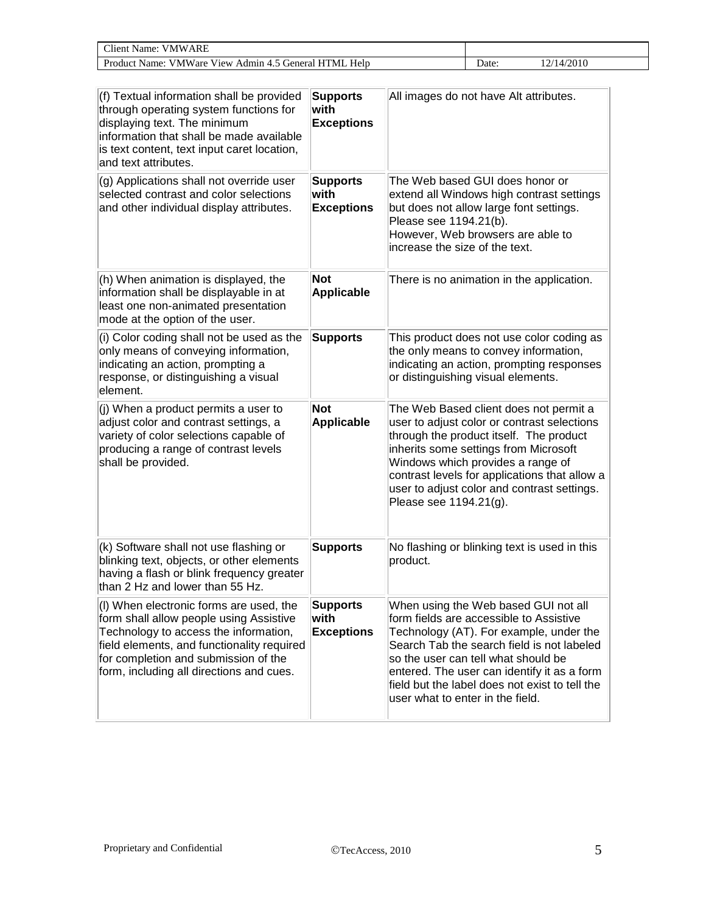| (f) Textual information shall be provided through operating system functions for displaying text. The minimum information that shall be made available is text content, text input caret location, and text attributes. | **Supports with Exceptions** | All images do not have Alt attributes. |
|---|---|---|
| (g) Applications shall not override user selected contrast and color selections and other individual display attributes. | **Supports with Exceptions** | The Web based GUI does honor or extend all Windows high contrast settings but does not allow large font settings. Please see 1194.21(b). However, Web browsers are able to increase the size of the text. |
| (h) When animation is displayed, the information shall be displayable in at least one non-animated presentation mode at the option of the user. | **Not Applicable** | There is no animation in the application. |
| (i) Color coding shall not be used as the only means of conveying information, indicating an action, prompting a response, or distinguishing a visual element. | **Supports** | This product does not use color coding as the only means to convey information, indicating an action, prompting responses or distinguishing visual elements. |
| (j) When a product permits a user to adjust color and contrast settings, a variety of color selections capable of producing a range of contrast levels shall be provided. | **Not Applicable** | The Web Based client does not permit a user to adjust color or contrast selections through the product itself. The product inherits some settings from Microsoft Windows which provides a range of contrast levels for applications that allow a user to adjust color and contrast settings. Please see 1194.21(g). |
| (k) Software shall not use flashing or blinking text, objects, or other elements having a flash or blink frequency greater than 2 Hz and lower than 55 Hz. | **Supports** | No flashing or blinking text is used in this product. |
| (l) When electronic forms are used, the form shall allow people using Assistive Technology to access the information, field elements, and functionality required for completion and submission of the form, including all directions and cues. | **Supports with Exceptions** | When using the Web based GUI not all form fields are accessible to Assistive Technology (AT). For example, under the Search Tab the search field is not labeled so the user can tell what should be entered. The user can identify it as a form field but the label does not exist to tell the user what to enter in the field. |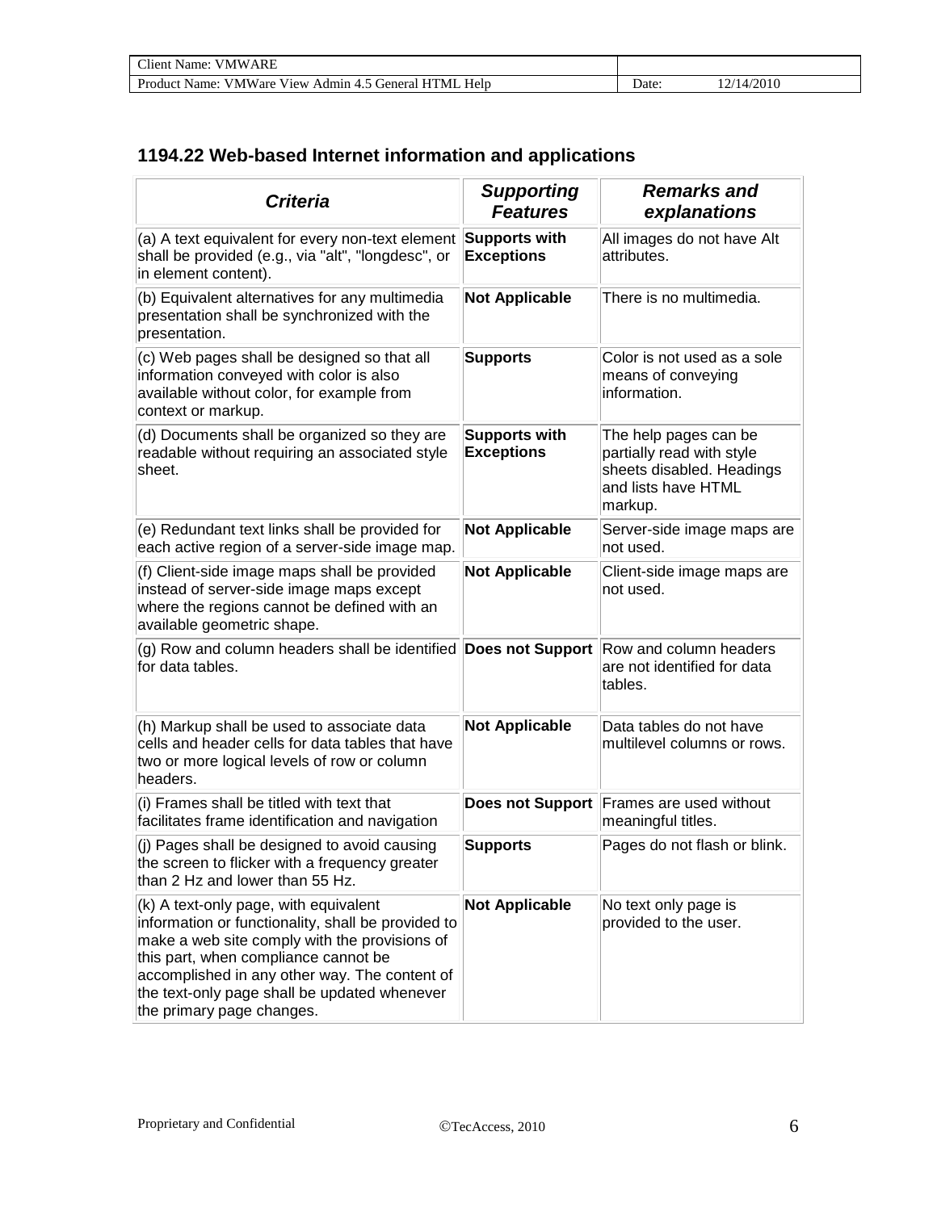## 1194.22 Web-based Internet information and applications

| ***Criteria*** | ***Supporting Features*** | ***Remarks and explanations*** |
|---|---|---|
| (a) A text equivalent for every non-text element shall be provided (e.g., via "alt", "longdesc", or in element content). | **Supports with Exceptions** | All images do not have Alt attributes. |
| (b) Equivalent alternatives for any multimedia presentation shall be synchronized with the presentation. | **Not Applicable** | There is no multimedia. |
| (c) Web pages shall be designed so that all information conveyed with color is also available without color, for example from context or markup. | **Supports** | Color is not used as a sole means of conveying information. |
| (d) Documents shall be organized so they are readable without requiring an associated style sheet. | **Supports with Exceptions** | The help pages can be partially read with style sheets disabled. Headings and lists have HTML markup. |
| (e) Redundant text links shall be provided for each active region of a server-side image map. | **Not Applicable** | Server-side image maps are not used. |
| (f) Client-side image maps shall be provided instead of server-side image maps except where the regions cannot be defined with an available geometric shape. | **Not Applicable** | Client-side image maps are not used. |
| (g) Row and column headers shall be identified for data tables. | **Does not Support** | Row and column headers are not identified for data tables. |
| (h) Markup shall be used to associate data cells and header cells for data tables that have two or more logical levels of row or column headers. | **Not Applicable** | Data tables do not have multilevel columns or rows. |
| (i) Frames shall be titled with text that facilitates frame identification and navigation | **Does not Support** | Frames are used without meaningful titles. |
| (j) Pages shall be designed to avoid causing the screen to flicker with a frequency greater than 2 Hz and lower than 55 Hz. | **Supports** | Pages do not flash or blink. |
| (k) A text-only page, with equivalent information or functionality, shall be provided to make a web site comply with the provisions of this part, when compliance cannot be accomplished in any other way. The content of the text-only page shall be updated whenever the primary page changes. | **Not Applicable** | No text only page is provided to the user. |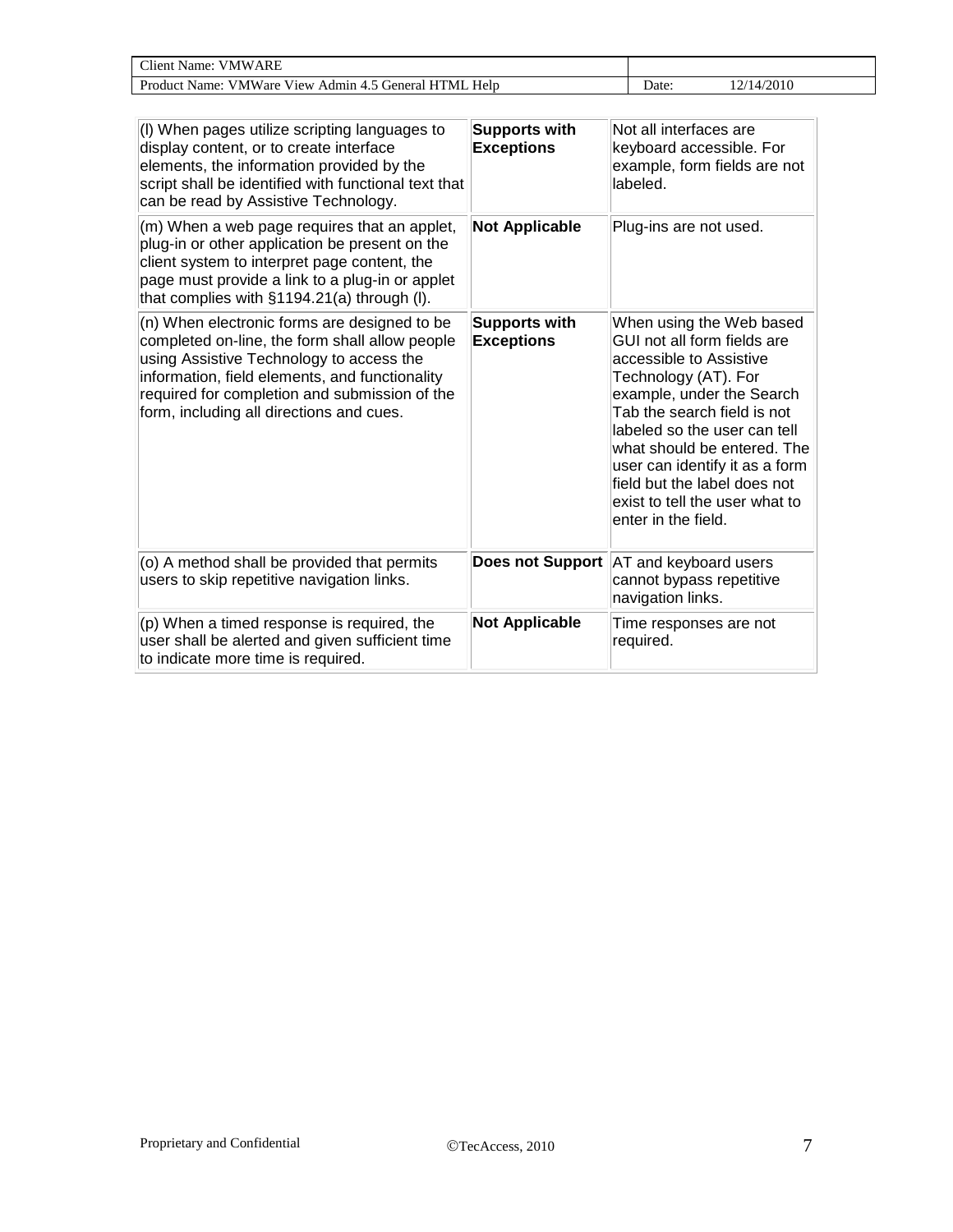| | | |
|---|---|---|
| (l) When pages utilize scripting languages to display content, or to create interface elements, the information provided by the script shall be identified with functional text that can be read by Assistive Technology. | **Supports with Exceptions** | Not all interfaces are keyboard accessible. For example, form fields are not labeled. |
| (m) When a web page requires that an applet, plug-in or other application be present on the client system to interpret page content, the page must provide a link to a plug-in or applet that complies with §1194.21(a) through (l). | **Not Applicable** | Plug-ins are not used. |
| (n) When electronic forms are designed to be completed on-line, the form shall allow people using Assistive Technology to access the information, field elements, and functionality required for completion and submission of the form, including all directions and cues. | **Supports with Exceptions** | When using the Web based GUI not all form fields are accessible to Assistive Technology (AT). For example, under the Search Tab the search field is not labeled so the user can tell what should be entered. The user can identify it as a form field but the label does not exist to tell the user what to enter in the field. |
| (o) A method shall be provided that permits users to skip repetitive navigation links. | **Does not Support** | AT and keyboard users cannot bypass repetitive navigation links. |
| (p) When a timed response is required, the user shall be alerted and given sufficient time to indicate more time is required. | **Not Applicable** | Time responses are not required. |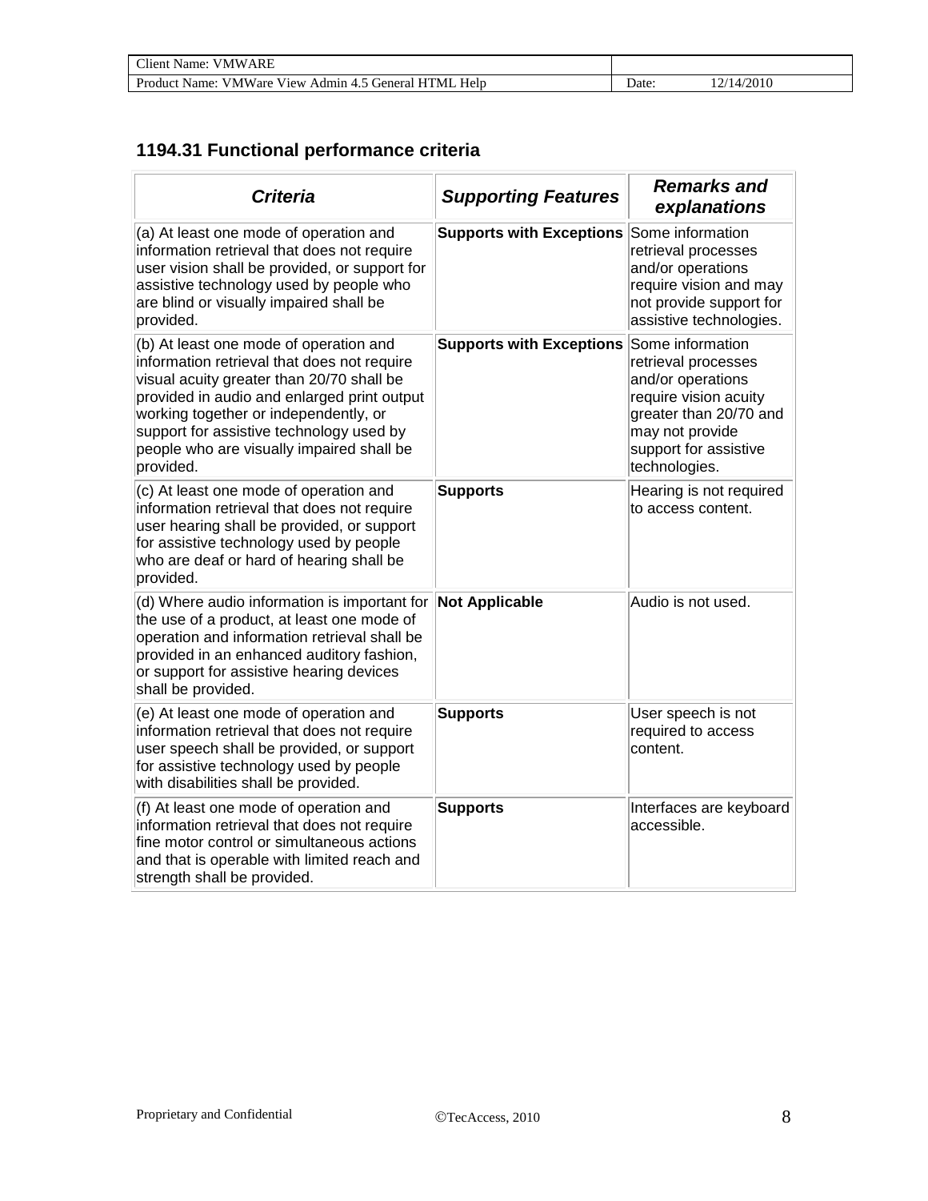## 1194.31 Functional performance criteria

| *Criteria* | *Supporting Features* | *Remarks and explanations* |
|---|---|---|
| (a) At least one mode of operation and information retrieval that does not require user vision shall be provided, or support for assistive technology used by people who are blind or visually impaired shall be provided. | **Supports with Exceptions** | Some information retrieval processes and/or operations require vision and may not provide support for assistive technologies. |
| (b) At least one mode of operation and information retrieval that does not require visual acuity greater than 20/70 shall be provided in audio and enlarged print output working together or independently, or support for assistive technology used by people who are visually impaired shall be provided. | **Supports with Exceptions** | Some information retrieval processes and/or operations require vision acuity greater than 20/70 and may not provide support for assistive technologies. |
| (c) At least one mode of operation and information retrieval that does not require user hearing shall be provided, or support for assistive technology used by people who are deaf or hard of hearing shall be provided. | **Supports** | Hearing is not required to access content. |
| (d) Where audio information is important for the use of a product, at least one mode of operation and information retrieval shall be provided in an enhanced auditory fashion, or support for assistive hearing devices shall be provided. | **Not Applicable** | Audio is not used. |
| (e) At least one mode of operation and information retrieval that does not require user speech shall be provided, or support for assistive technology used by people with disabilities shall be provided. | **Supports** | User speech is not required to access content. |
| (f) At least one mode of operation and information retrieval that does not require fine motor control or simultaneous actions and that is operable with limited reach and strength shall be provided. | **Supports** | Interfaces are keyboard accessible. |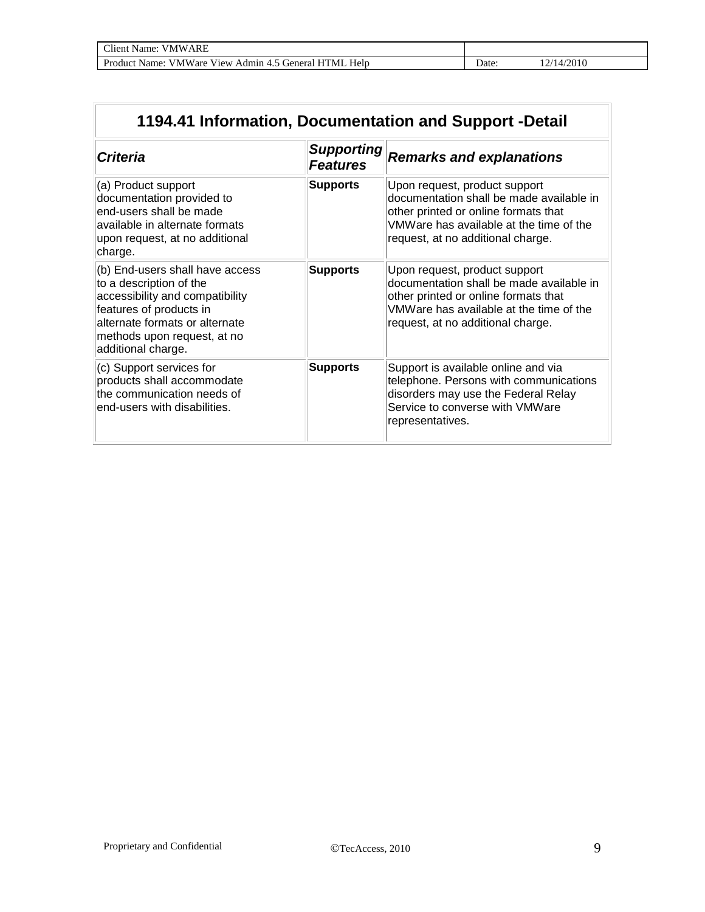## 1194.41 Information, Documentation and Support -Detail

| *Criteria* | *Supporting Features* | *Remarks and explanations* |
| --- | --- | --- |
| (a) Product support documentation provided to end-users shall be made available in alternate formats upon request, at no additional charge. | **Supports** | Upon request, product support documentation shall be made available in other printed or online formats that VMWare has available at the time of the request, at no additional charge. |
| (b) End-users shall have access to a description of the accessibility and compatibility features of products in alternate formats or alternate methods upon request, at no additional charge. | **Supports** | Upon request, product support documentation shall be made available in other printed or online formats that VMWare has available at the time of the request, at no additional charge. |
| (c) Support services for products shall accommodate the communication needs of end-users with disabilities. | **Supports** | Support is available online and via telephone. Persons with communications disorders may use the Federal Relay Service to converse with VMWare representatives. |